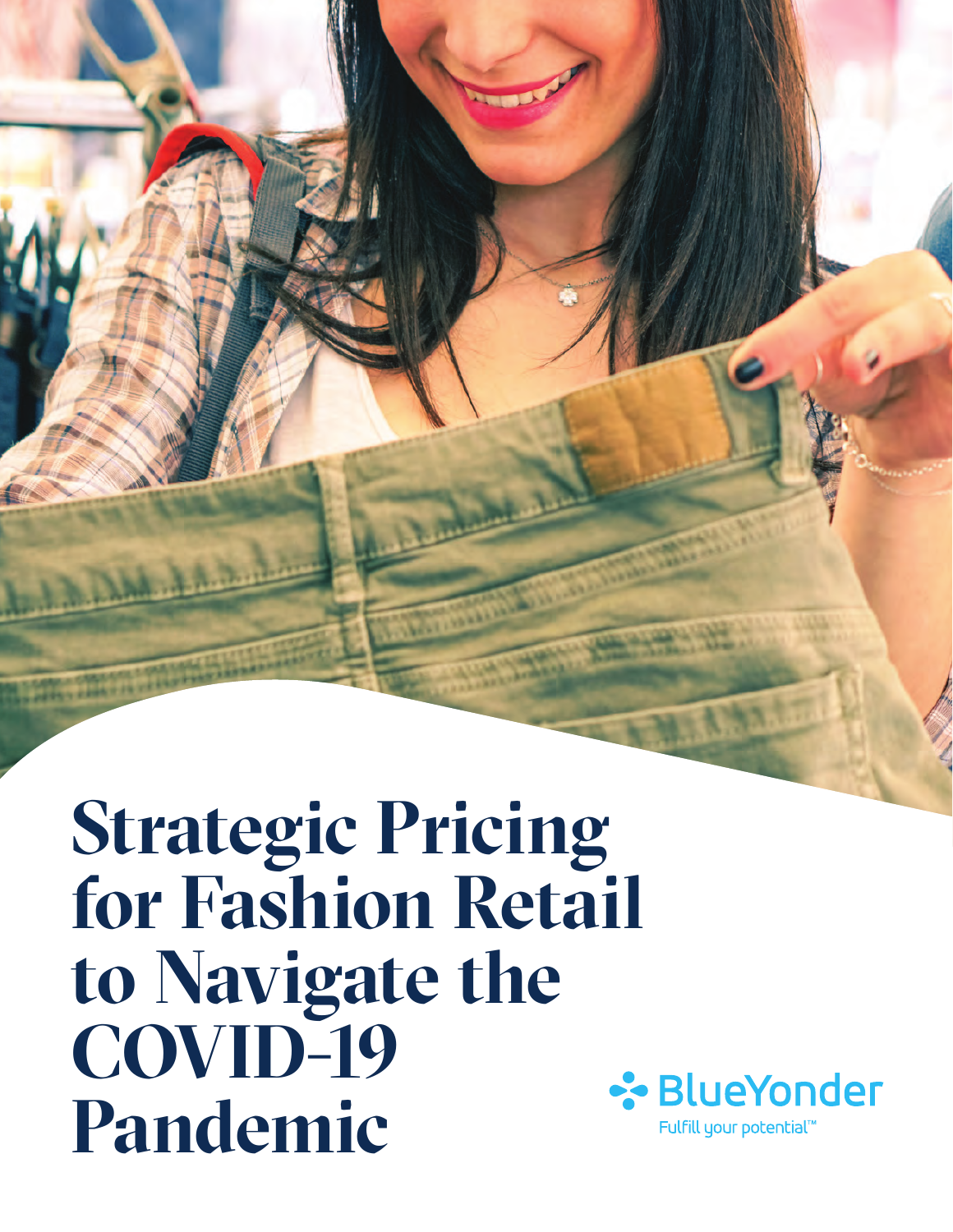# Strategic Pricing for Fashion Retail to Navigate the COVID-19 Pandemic

BlueYonder

Fulfill your potential™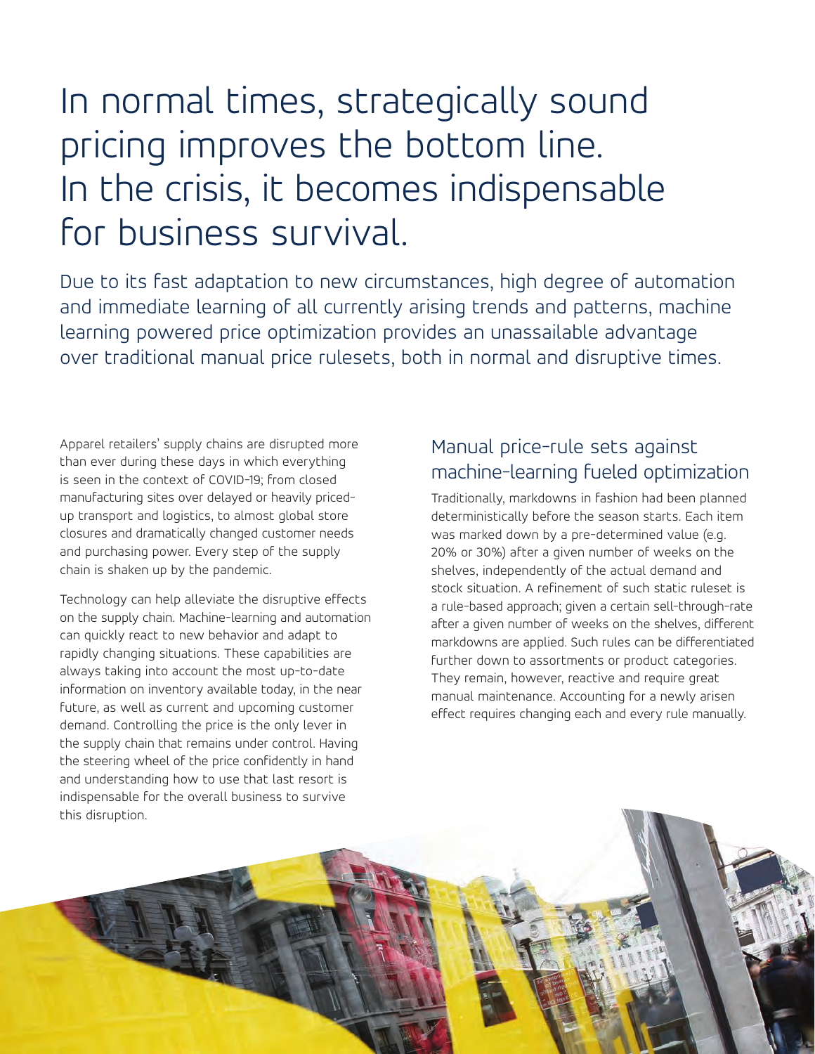# In normal times, strategically sound pricing improves the bottom line. In the crisis, it becomes indispensable for business survival.

Due to its fast adaptation to new circumstances, high degree of automation and immediate learning of all currently arising trends and patterns, machine learning powered price optimization provides an unassailable advantage over traditional manual price rulesets, both in normal and disruptive times.

Apparel retailers' supply chains are disrupted more than ever during these days in which everything is seen in the context of COVID-19; from closed manufacturing sites over delayed or heavily priced-up transport and logistics, to almost global store closures and dramatically changed customer needs and purchasing power. Every step of the supply chain is shaken up by the pandemic.

Technology can help alleviate the disruptive effects on the supply chain. Machine-learning and automation can quickly react to new behavior and adapt to rapidly changing situations. These capabilities are always taking into account the most up-to-date information on inventory available today, in the near future, as well as current and upcoming customer demand. Controlling the price is the only lever in the supply chain that remains under control. Having the steering wheel of the price confidently in hand and understanding how to use that last resort is indispensable for the overall business to survive this disruption.

## Manual price-rule sets against machine-learning fueled optimization

Traditionally, markdowns in fashion had been planned deterministically before the season starts. Each item was marked down by a pre-determined value (e.g. 20% or 30%) after a given number of weeks on the shelves, independently of the actual demand and stock situation. A refinement of such static ruleset is a rule-based approach; given a certain sell-through-rate after a given number of weeks on the shelves, different markdowns are applied. Such rules can be differentiated further down to assortments or product categories. They remain, however, reactive and require great manual maintenance. Accounting for a newly arisen effect requires changing each and every rule manually.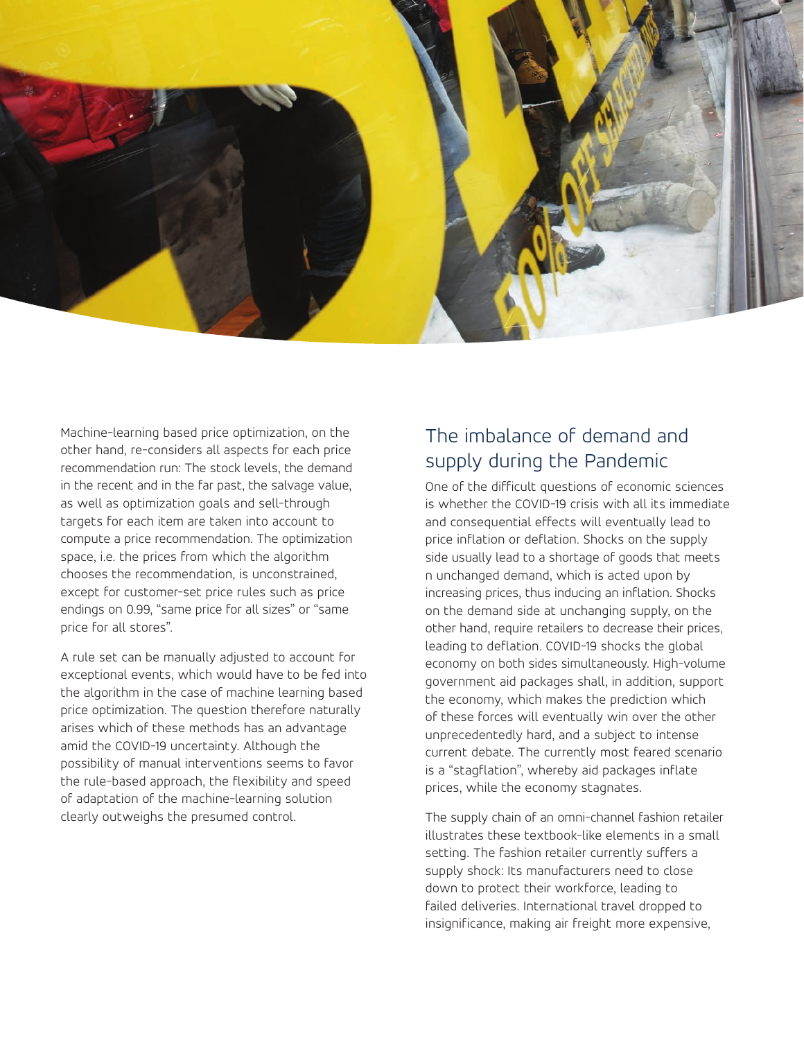Machine-learning based price optimization, on the other hand, re-considers all aspects for each price recommendation run: The stock levels, the demand in the recent and in the far past, the salvage value, as well as optimization goals and sell-through targets for each item are taken into account to compute a price recommendation. The optimization space, i.e. the prices from which the algorithm chooses the recommendation, is unconstrained, except for customer-set price rules such as price endings on 0.99, "same price for all sizes" or "same price for all stores".

A rule set can be manually adjusted to account for exceptional events, which would have to be fed into the algorithm in the case of machine learning based price optimization. The question therefore naturally arises which of these methods has an advantage amid the COVID-19 uncertainty. Although the possibility of manual interventions seems to favor the rule-based approach, the flexibility and speed of adaptation of the machine-learning solution clearly outweighs the presumed control.

## The imbalance of demand and supply during the Pandemic

One of the difficult questions of economic sciences is whether the COVID-19 crisis with all its immediate and consequential effects will eventually lead to price inflation or deflation. Shocks on the supply side usually lead to a shortage of goods that meets n unchanged demand, which is acted upon by increasing prices, thus inducing an inflation. Shocks on the demand side at unchanging supply, on the other hand, require retailers to decrease their prices, leading to deflation. COVID-19 shocks the global economy on both sides simultaneously. High-volume government aid packages shall, in addition, support the economy, which makes the prediction which of these forces will eventually win over the other unprecedentedly hard, and a subject to intense current debate. The currently most feared scenario is a "stagflation", whereby aid packages inflate prices, while the economy stagnates.

The supply chain of an omni-channel fashion retailer illustrates these textbook-like elements in a small setting. The fashion retailer currently suffers a supply shock: Its manufacturers need to close down to protect their workforce, leading to failed deliveries. International travel dropped to insignificance, making air freight more expensive,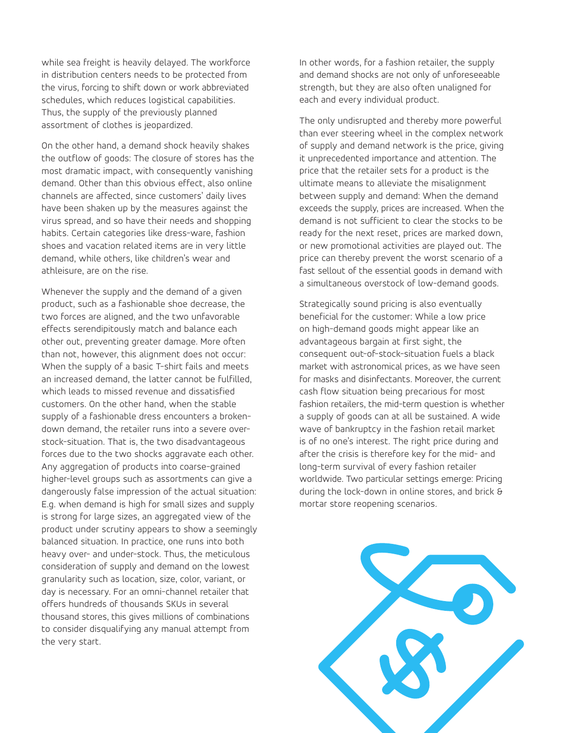while sea freight is heavily delayed. The workforce in distribution centers needs to be protected from the virus, forcing to shift down or work abbreviated schedules, which reduces logistical capabilities. Thus, the supply of the previously planned assortment of clothes is jeopardized.

On the other hand, a demand shock heavily shakes the outflow of goods: The closure of stores has the most dramatic impact, with consequently vanishing demand. Other than this obvious effect, also online channels are affected, since customers' daily lives have been shaken up by the measures against the virus spread, and so have their needs and shopping habits. Certain categories like dress-ware, fashion shoes and vacation related items are in very little demand, while others, like children's wear and athleisure, are on the rise.

Whenever the supply and the demand of a given product, such as a fashionable shoe decrease, the two forces are aligned, and the two unfavorable effects serendipitously match and balance each other out, preventing greater damage. More often than not, however, this alignment does not occur: When the supply of a basic T-shirt fails and meets an increased demand, the latter cannot be fulfilled, which leads to missed revenue and dissatisfied customers. On the other hand, when the stable supply of a fashionable dress encounters a broken-down demand, the retailer runs into a severe over-stock-situation. That is, the two disadvantageous forces due to the two shocks aggravate each other. Any aggregation of products into coarse-grained higher-level groups such as assortments can give a dangerously false impression of the actual situation: E.g. when demand is high for small sizes and supply is strong for large sizes, an aggregated view of the product under scrutiny appears to show a seemingly balanced situation. In practice, one runs into both heavy over- and under-stock. Thus, the meticulous consideration of supply and demand on the lowest granularity such as location, size, color, variant, or day is necessary. For an omni-channel retailer that offers hundreds of thousands SKUs in several thousand stores, this gives millions of combinations to consider disqualifying any manual attempt from the very start.

In other words, for a fashion retailer, the supply and demand shocks are not only of unforeseeable strength, but they are also often unaligned for each and every individual product.

The only undisrupted and thereby more powerful than ever steering wheel in the complex network of supply and demand network is the price, giving it unprecedented importance and attention. The price that the retailer sets for a product is the ultimate means to alleviate the misalignment between supply and demand: When the demand exceeds the supply, prices are increased. When the demand is not sufficient to clear the stocks to be ready for the next reset, prices are marked down, or new promotional activities are played out. The price can thereby prevent the worst scenario of a fast sellout of the essential goods in demand with a simultaneous overstock of low-demand goods.

Strategically sound pricing is also eventually beneficial for the customer: While a low price on high-demand goods might appear like an advantageous bargain at first sight, the consequent out-of-stock-situation fuels a black market with astronomical prices, as we have seen for masks and disinfectants. Moreover, the current cash flow situation being precarious for most fashion retailers, the mid-term question is whether a supply of goods can at all be sustained. A wide wave of bankruptcy in the fashion retail market is of no one's interest. The right price during and after the crisis is therefore key for the mid- and long-term survival of every fashion retailer worldwide. Two particular settings emerge: Pricing during the lock-down in online stores, and brick & mortar store reopening scenarios.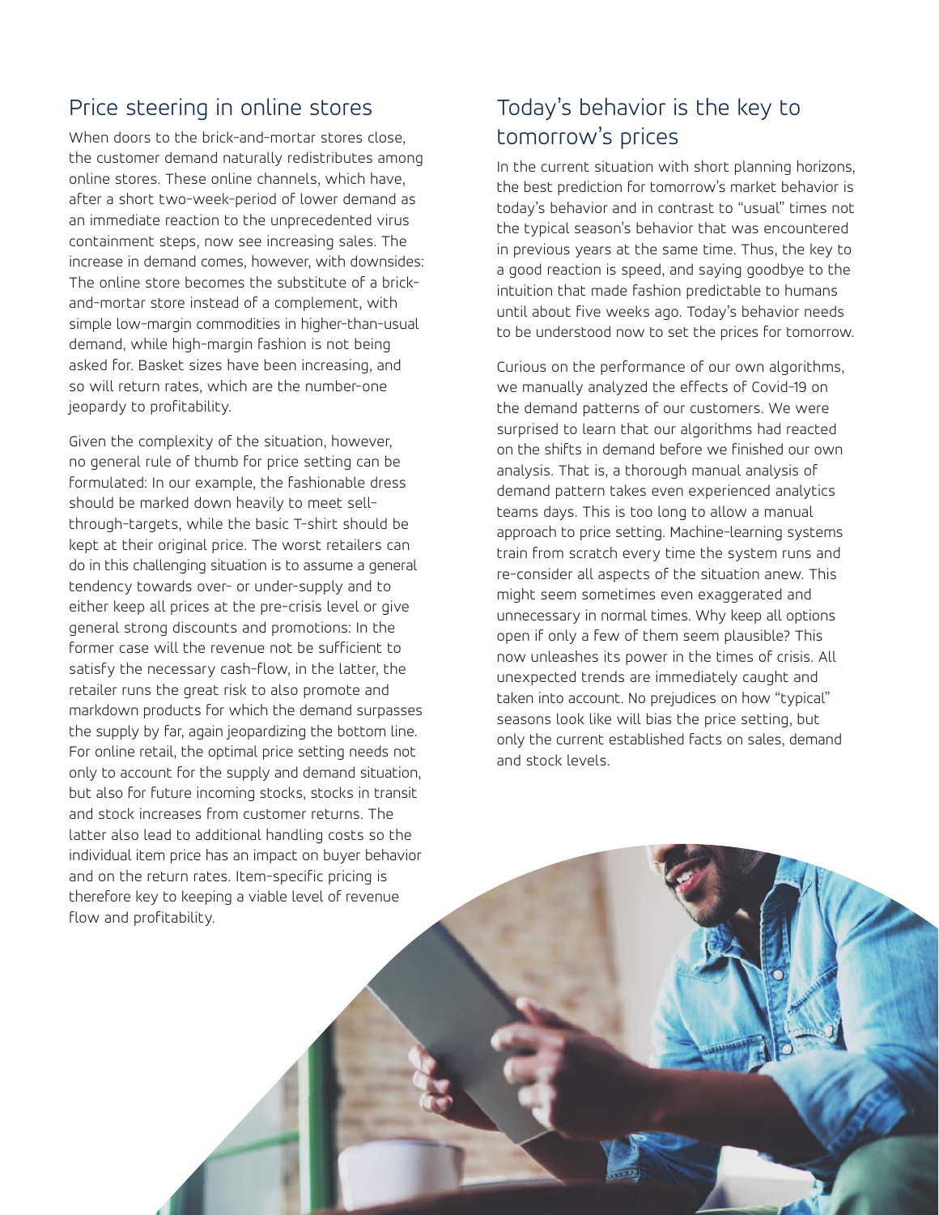## Price steering in online stores

When doors to the brick-and-mortar stores close, the customer demand naturally redistributes among online stores. These online channels, which have, after a short two-week-period of lower demand as an immediate reaction to the unprecedented virus containment steps, now see increasing sales. The increase in demand comes, however, with downsides: The online store becomes the substitute of a brick-and-mortar store instead of a complement, with simple low-margin commodities in higher-than-usual demand, while high-margin fashion is not being asked for. Basket sizes have been increasing, and so will return rates, which are the number-one jeopardy to profitability.

Given the complexity of the situation, however, no general rule of thumb for price setting can be formulated: In our example, the fashionable dress should be marked down heavily to meet sell-through-targets, while the basic T-shirt should be kept at their original price. The worst retailers can do in this challenging situation is to assume a general tendency towards over- or under-supply and to either keep all prices at the pre-crisis level or give general strong discounts and promotions: In the former case will the revenue not be sufficient to satisfy the necessary cash-flow, in the latter, the retailer runs the great risk to also promote and markdown products for which the demand surpasses the supply by far, again jeopardizing the bottom line. For online retail, the optimal price setting needs not only to account for the supply and demand situation, but also for future incoming stocks, stocks in transit and stock increases from customer returns. The latter also lead to additional handling costs so the individual item price has an impact on buyer behavior and on the return rates. Item-specific pricing is therefore key to keeping a viable level of revenue flow and profitability.

## Today's behavior is the key to tomorrow's prices

In the current situation with short planning horizons, the best prediction for tomorrow's market behavior is today's behavior and in contrast to "usual" times not the typical season's behavior that was encountered in previous years at the same time. Thus, the key to a good reaction is speed, and saying goodbye to the intuition that made fashion predictable to humans until about five weeks ago. Today's behavior needs to be understood now to set the prices for tomorrow.

Curious on the performance of our own algorithms, we manually analyzed the effects of Covid-19 on the demand patterns of our customers. We were surprised to learn that our algorithms had reacted on the shifts in demand before we finished our own analysis. That is, a thorough manual analysis of demand pattern takes even experienced analytics teams days. This is too long to allow a manual approach to price setting. Machine-learning systems train from scratch every time the system runs and re-consider all aspects of the situation anew. This might seem sometimes even exaggerated and unnecessary in normal times. Why keep all options open if only a few of them seem plausible? This now unleashes its power in the times of crisis. All unexpected trends are immediately caught and taken into account. No prejudices on how "typical" seasons look like will bias the price setting, but only the current established facts on sales, demand and stock levels.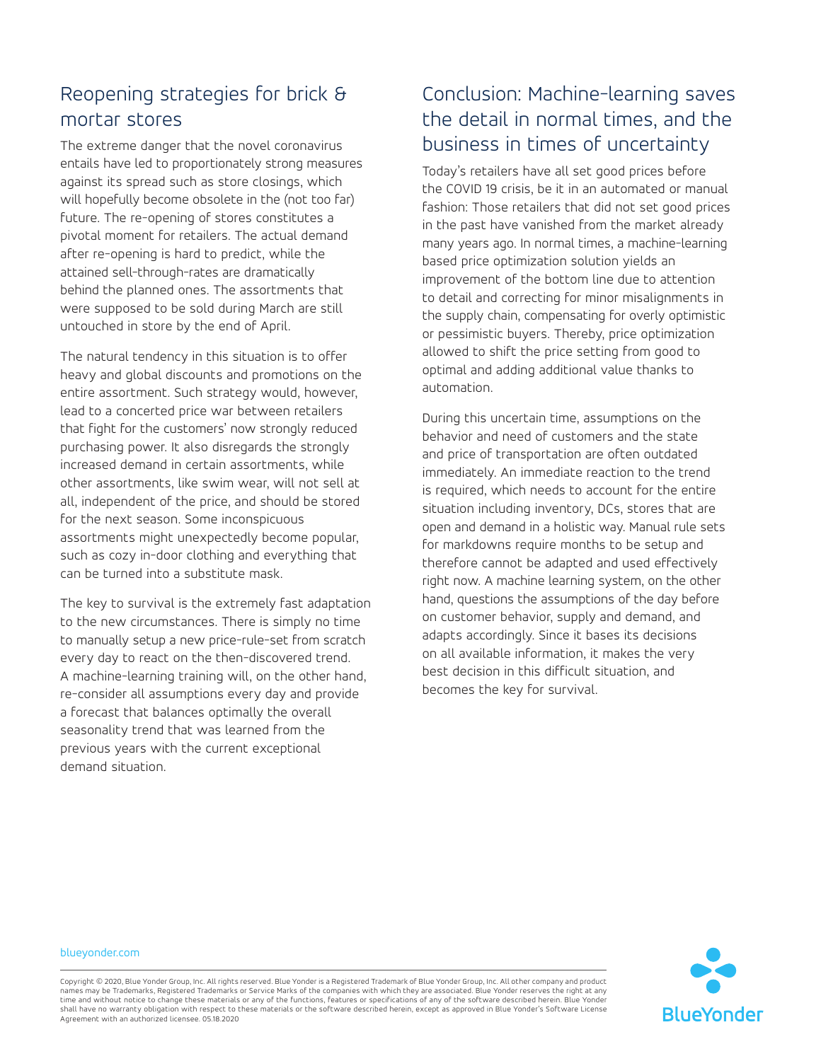## Reopening strategies for brick & mortar stores

The extreme danger that the novel coronavirus entails have led to proportionately strong measures against its spread such as store closings, which will hopefully become obsolete in the (not too far) future. The re-opening of stores constitutes a pivotal moment for retailers. The actual demand after re-opening is hard to predict, while the attained sell-through-rates are dramatically behind the planned ones. The assortments that were supposed to be sold during March are still untouched in store by the end of April.

The natural tendency in this situation is to offer heavy and global discounts and promotions on the entire assortment. Such strategy would, however, lead to a concerted price war between retailers that fight for the customers' now strongly reduced purchasing power. It also disregards the strongly increased demand in certain assortments, while other assortments, like swim wear, will not sell at all, independent of the price, and should be stored for the next season. Some inconspicuous assortments might unexpectedly become popular, such as cozy in-door clothing and everything that can be turned into a substitute mask.

The key to survival is the extremely fast adaptation to the new circumstances. There is simply no time to manually setup a new price-rule-set from scratch every day to react on the then-discovered trend. A machine-learning training will, on the other hand, re-consider all assumptions every day and provide a forecast that balances optimally the overall seasonality trend that was learned from the previous years with the current exceptional demand situation.

## Conclusion: Machine-learning saves the detail in normal times, and the business in times of uncertainty

Today's retailers have all set good prices before the COVID 19 crisis, be it in an automated or manual fashion: Those retailers that did not set good prices in the past have vanished from the market already many years ago. In normal times, a machine-learning based price optimization solution yields an improvement of the bottom line due to attention to detail and correcting for minor misalignments in the supply chain, compensating for overly optimistic or pessimistic buyers. Thereby, price optimization allowed to shift the price setting from good to optimal and adding additional value thanks to automation.

During this uncertain time, assumptions on the behavior and need of customers and the state and price of transportation are often outdated immediately. An immediate reaction to the trend is required, which needs to account for the entire situation including inventory, DCs, stores that are open and demand in a holistic way. Manual rule sets for markdowns require months to be setup and therefore cannot be adapted and used effectively right now. A machine learning system, on the other hand, questions the assumptions of the day before on customer behavior, supply and demand, and adapts accordingly. Since it bases its decisions on all available information, it makes the very best decision in this difficult situation, and becomes the key for survival.

blueyonder.com

Copyright © 2020, Blue Yonder Group, Inc. All rights reserved. Blue Yonder is a Registered Trademark of Blue Yonder Group, Inc. All other company and product names may be Trademarks, Registered Trademarks or Service Marks of the companies with which they are associated. Blue Yonder reserves the right at any time and without notice to change these materials or any of the functions, features or specifications of any of the software described herein. Blue Yonder shall have no warranty obligation with respect to these materials or the software described herein, except as approved in Blue Yonder's Software License Agreement with an authorized licensee. 05.18.2020